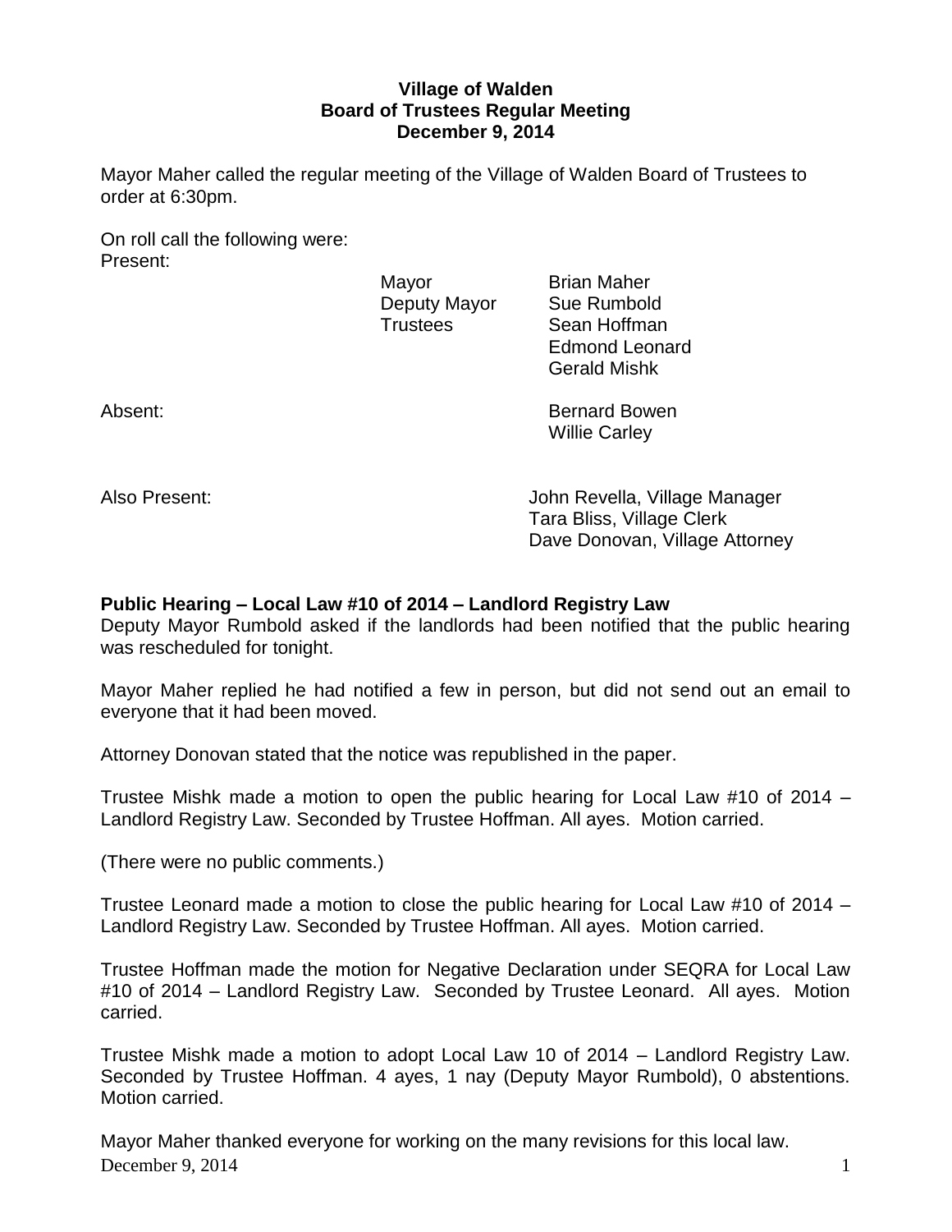**Village of Walden**
**Board of Trustees Regular Meeting**
**December 9, 2014**

Mayor Maher called the regular meeting of the Village of Walden Board of Trustees to order at 6:30pm.

On roll call the following were:
Present:

| | |
|---|---|
| Mayor | Brian Maher |
| Deputy Mayor | Sue Rumbold |
| Trustees | Sean Hoffman |
| | Edmond Leonard |
| | Gerald Mishk |

Absent: Bernard Bowen
Willie Carley

Also Present: John Revella, Village Manager
Tara Bliss, Village Clerk
Dave Donovan, Village Attorney

**Public Hearing – Local Law #10 of 2014 – Landlord Registry Law**

Deputy Mayor Rumbold asked if the landlords had been notified that the public hearing was rescheduled for tonight.

Mayor Maher replied he had notified a few in person, but did not send out an email to everyone that it had been moved.

Attorney Donovan stated that the notice was republished in the paper.

Trustee Mishk made a motion to open the public hearing for Local Law #10 of 2014 – Landlord Registry Law. Seconded by Trustee Hoffman. All ayes. Motion carried.

(There were no public comments.)

Trustee Leonard made a motion to close the public hearing for Local Law #10 of 2014 – Landlord Registry Law. Seconded by Trustee Hoffman. All ayes. Motion carried.

Trustee Hoffman made the motion for Negative Declaration under SEQRA for Local Law #10 of 2014 – Landlord Registry Law. Seconded by Trustee Leonard. All ayes. Motion carried.

Trustee Mishk made a motion to adopt Local Law 10 of 2014 – Landlord Registry Law. Seconded by Trustee Hoffman. 4 ayes, 1 nay (Deputy Mayor Rumbold), 0 abstentions. Motion carried.

Mayor Maher thanked everyone for working on the many revisions for this local law.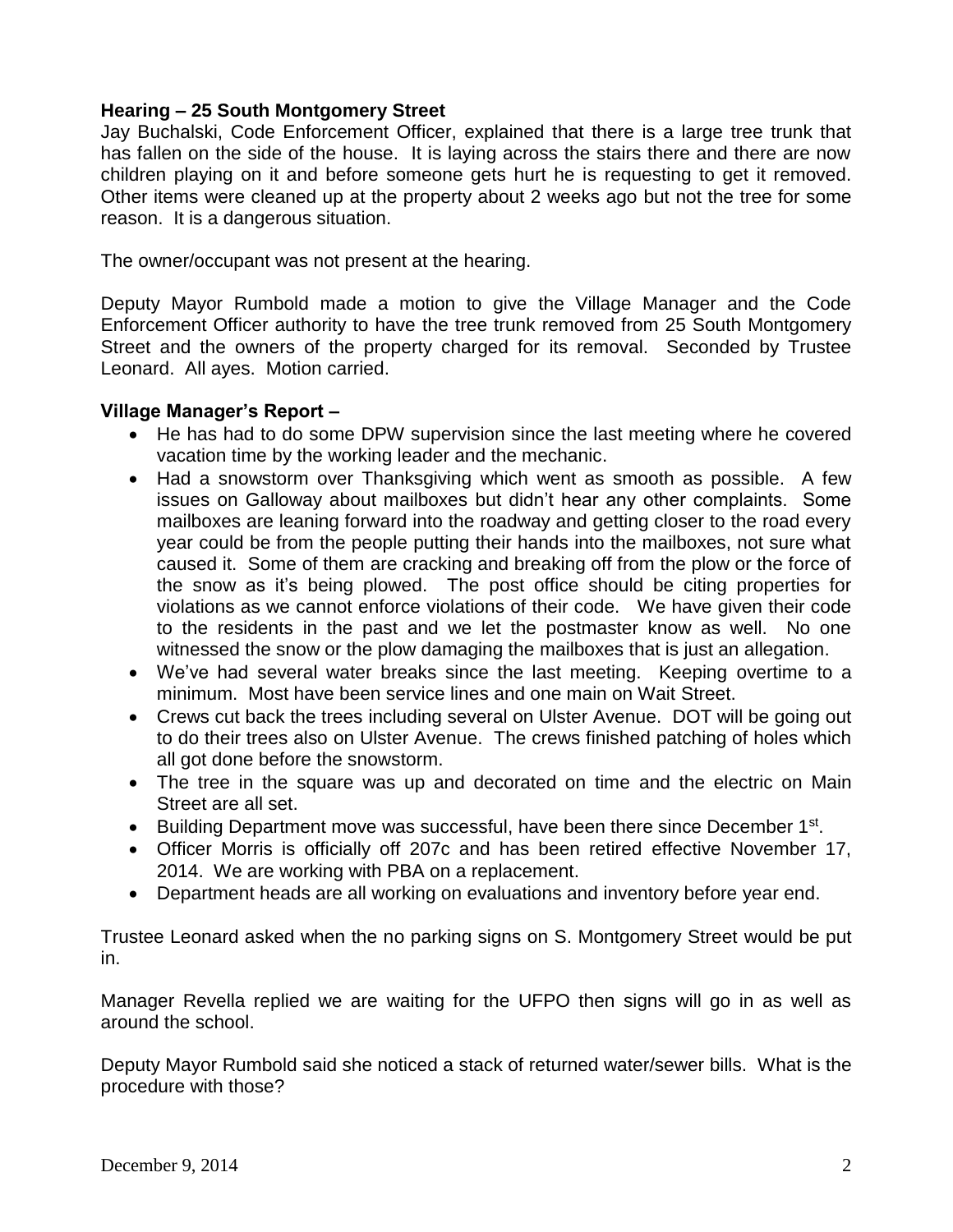**Hearing – 25 South Montgomery Street**

Jay Buchalski, Code Enforcement Officer, explained that there is a large tree trunk that has fallen on the side of the house. It is laying across the stairs there and there are now children playing on it and before someone gets hurt he is requesting to get it removed. Other items were cleaned up at the property about 2 weeks ago but not the tree for some reason. It is a dangerous situation.

The owner/occupant was not present at the hearing.

Deputy Mayor Rumbold made a motion to give the Village Manager and the Code Enforcement Officer authority to have the tree trunk removed from 25 South Montgomery Street and the owners of the property charged for its removal. Seconded by Trustee Leonard. All ayes. Motion carried.

**Village Manager's Report –**

- He has had to do some DPW supervision since the last meeting where he covered vacation time by the working leader and the mechanic.
- Had a snowstorm over Thanksgiving which went as smooth as possible. A few issues on Galloway about mailboxes but didn't hear any other complaints. Some mailboxes are leaning forward into the roadway and getting closer to the road every year could be from the people putting their hands into the mailboxes, not sure what caused it. Some of them are cracking and breaking off from the plow or the force of the snow as it's being plowed. The post office should be citing properties for violations as we cannot enforce violations of their code. We have given their code to the residents in the past and we let the postmaster know as well. No one witnessed the snow or the plow damaging the mailboxes that is just an allegation.
- We've had several water breaks since the last meeting. Keeping overtime to a minimum. Most have been service lines and one main on Wait Street.
- Crews cut back the trees including several on Ulster Avenue. DOT will be going out to do their trees also on Ulster Avenue. The crews finished patching of holes which all got done before the snowstorm.
- The tree in the square was up and decorated on time and the electric on Main Street are all set.
- Building Department move was successful, have been there since December 1st.
- Officer Morris is officially off 207c and has been retired effective November 17, 2014. We are working with PBA on a replacement.
- Department heads are all working on evaluations and inventory before year end.

Trustee Leonard asked when the no parking signs on S. Montgomery Street would be put in.

Manager Revella replied we are waiting for the UFPO then signs will go in as well as around the school.

Deputy Mayor Rumbold said she noticed a stack of returned water/sewer bills. What is the procedure with those?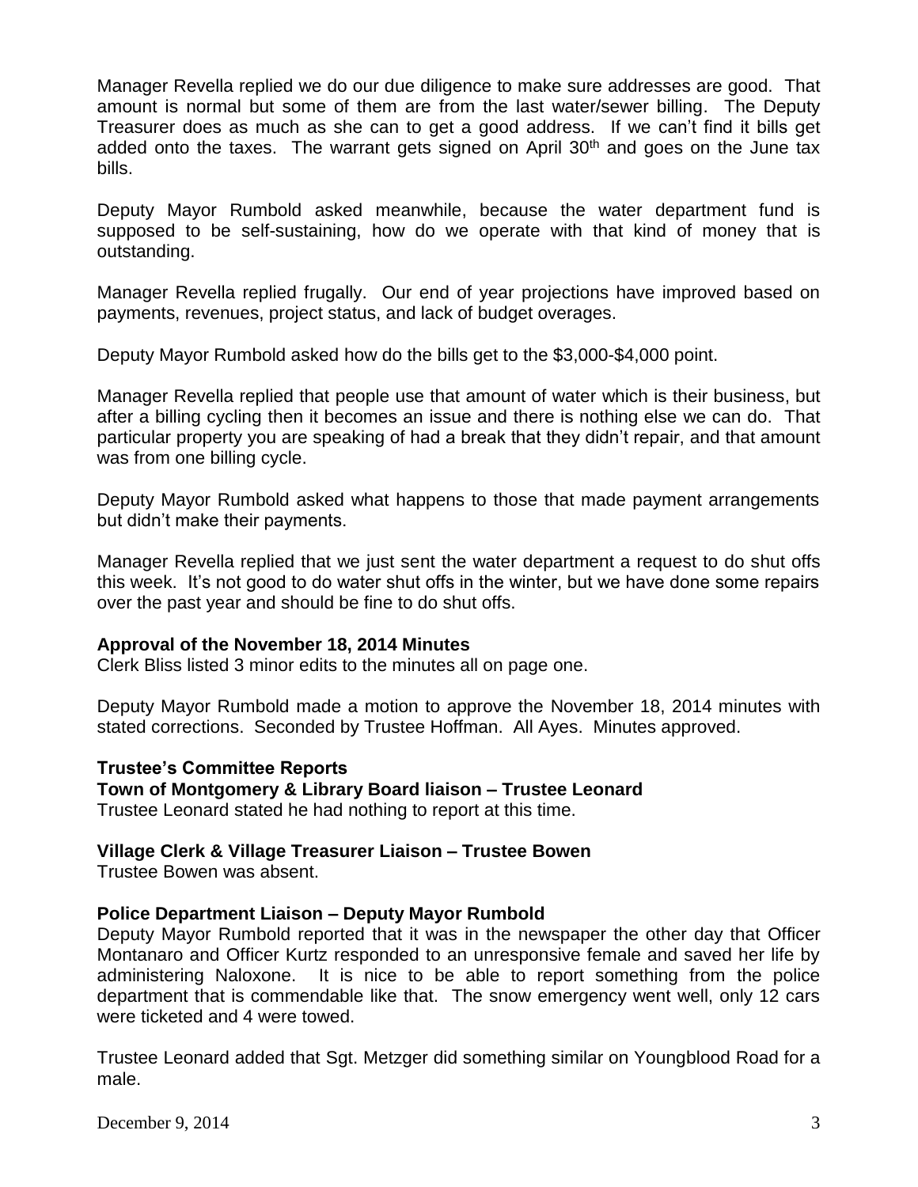Manager Revella replied we do our due diligence to make sure addresses are good. That amount is normal but some of them are from the last water/sewer billing. The Deputy Treasurer does as much as she can to get a good address. If we can't find it bills get added onto the taxes. The warrant gets signed on April 30th and goes on the June tax bills.

Deputy Mayor Rumbold asked meanwhile, because the water department fund is supposed to be self-sustaining, how do we operate with that kind of money that is outstanding.

Manager Revella replied frugally. Our end of year projections have improved based on payments, revenues, project status, and lack of budget overages.

Deputy Mayor Rumbold asked how do the bills get to the $3,000-$4,000 point.

Manager Revella replied that people use that amount of water which is their business, but after a billing cycling then it becomes an issue and there is nothing else we can do. That particular property you are speaking of had a break that they didn't repair, and that amount was from one billing cycle.

Deputy Mayor Rumbold asked what happens to those that made payment arrangements but didn't make their payments.

Manager Revella replied that we just sent the water department a request to do shut offs this week. It's not good to do water shut offs in the winter, but we have done some repairs over the past year and should be fine to do shut offs.

**Approval of the November 18, 2014 Minutes**

Clerk Bliss listed 3 minor edits to the minutes all on page one.

Deputy Mayor Rumbold made a motion to approve the November 18, 2014 minutes with stated corrections. Seconded by Trustee Hoffman. All Ayes. Minutes approved.

**Trustee's Committee Reports**

**Town of Montgomery & Library Board liaison – Trustee Leonard**

Trustee Leonard stated he had nothing to report at this time.

**Village Clerk & Village Treasurer Liaison – Trustee Bowen**

Trustee Bowen was absent.

**Police Department Liaison – Deputy Mayor Rumbold**

Deputy Mayor Rumbold reported that it was in the newspaper the other day that Officer Montanaro and Officer Kurtz responded to an unresponsive female and saved her life by administering Naloxone. It is nice to be able to report something from the police department that is commendable like that. The snow emergency went well, only 12 cars were ticketed and 4 were towed.

Trustee Leonard added that Sgt. Metzger did something similar on Youngblood Road for a male.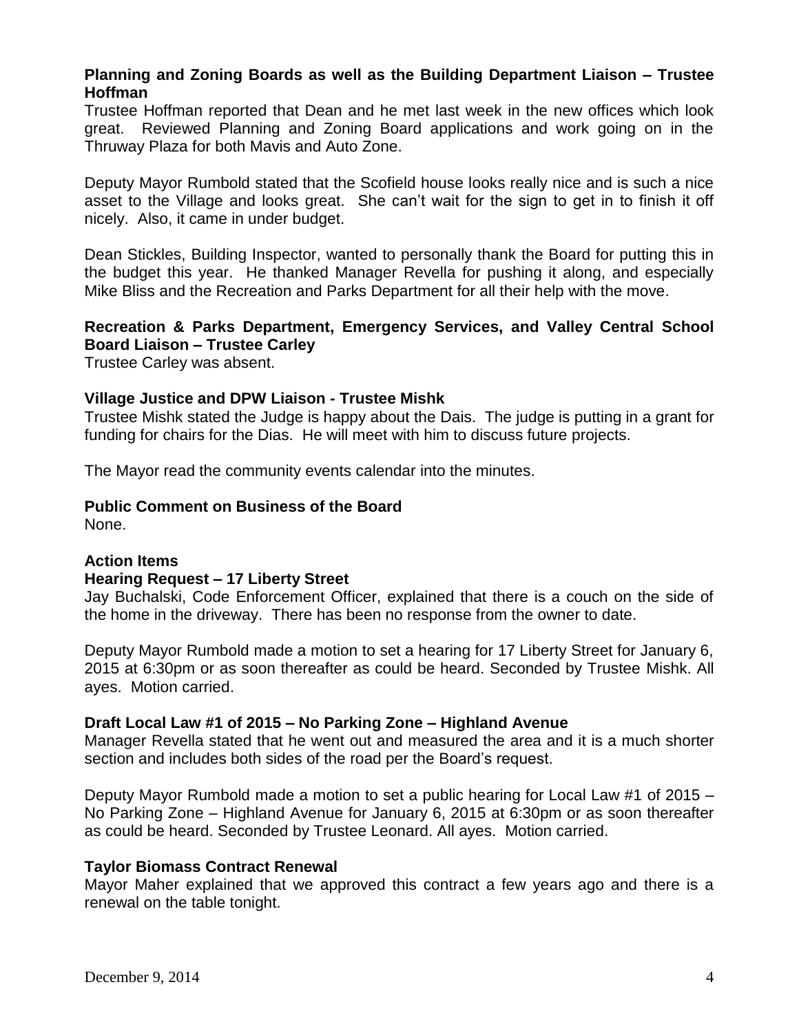**Planning and Zoning Boards as well as the Building Department Liaison – Trustee Hoffman**

Trustee Hoffman reported that Dean and he met last week in the new offices which look great. Reviewed Planning and Zoning Board applications and work going on in the Thruway Plaza for both Mavis and Auto Zone.

Deputy Mayor Rumbold stated that the Scofield house looks really nice and is such a nice asset to the Village and looks great. She can't wait for the sign to get in to finish it off nicely. Also, it came in under budget.

Dean Stickles, Building Inspector, wanted to personally thank the Board for putting this in the budget this year. He thanked Manager Revella for pushing it along, and especially Mike Bliss and the Recreation and Parks Department for all their help with the move.

**Recreation & Parks Department, Emergency Services, and Valley Central School Board Liaison – Trustee Carley**

Trustee Carley was absent.

**Village Justice and DPW Liaison - Trustee Mishk**

Trustee Mishk stated the Judge is happy about the Dais. The judge is putting in a grant for funding for chairs for the Dias. He will meet with him to discuss future projects.

The Mayor read the community events calendar into the minutes.

**Public Comment on Business of the Board**

None.

**Action Items**

**Hearing Request – 17 Liberty Street**

Jay Buchalski, Code Enforcement Officer, explained that there is a couch on the side of the home in the driveway. There has been no response from the owner to date.

Deputy Mayor Rumbold made a motion to set a hearing for 17 Liberty Street for January 6, 2015 at 6:30pm or as soon thereafter as could be heard. Seconded by Trustee Mishk. All ayes. Motion carried.

**Draft Local Law #1 of 2015 – No Parking Zone – Highland Avenue**

Manager Revella stated that he went out and measured the area and it is a much shorter section and includes both sides of the road per the Board's request.

Deputy Mayor Rumbold made a motion to set a public hearing for Local Law #1 of 2015 – No Parking Zone – Highland Avenue for January 6, 2015 at 6:30pm or as soon thereafter as could be heard. Seconded by Trustee Leonard. All ayes. Motion carried.

**Taylor Biomass Contract Renewal**

Mayor Maher explained that we approved this contract a few years ago and there is a renewal on the table tonight.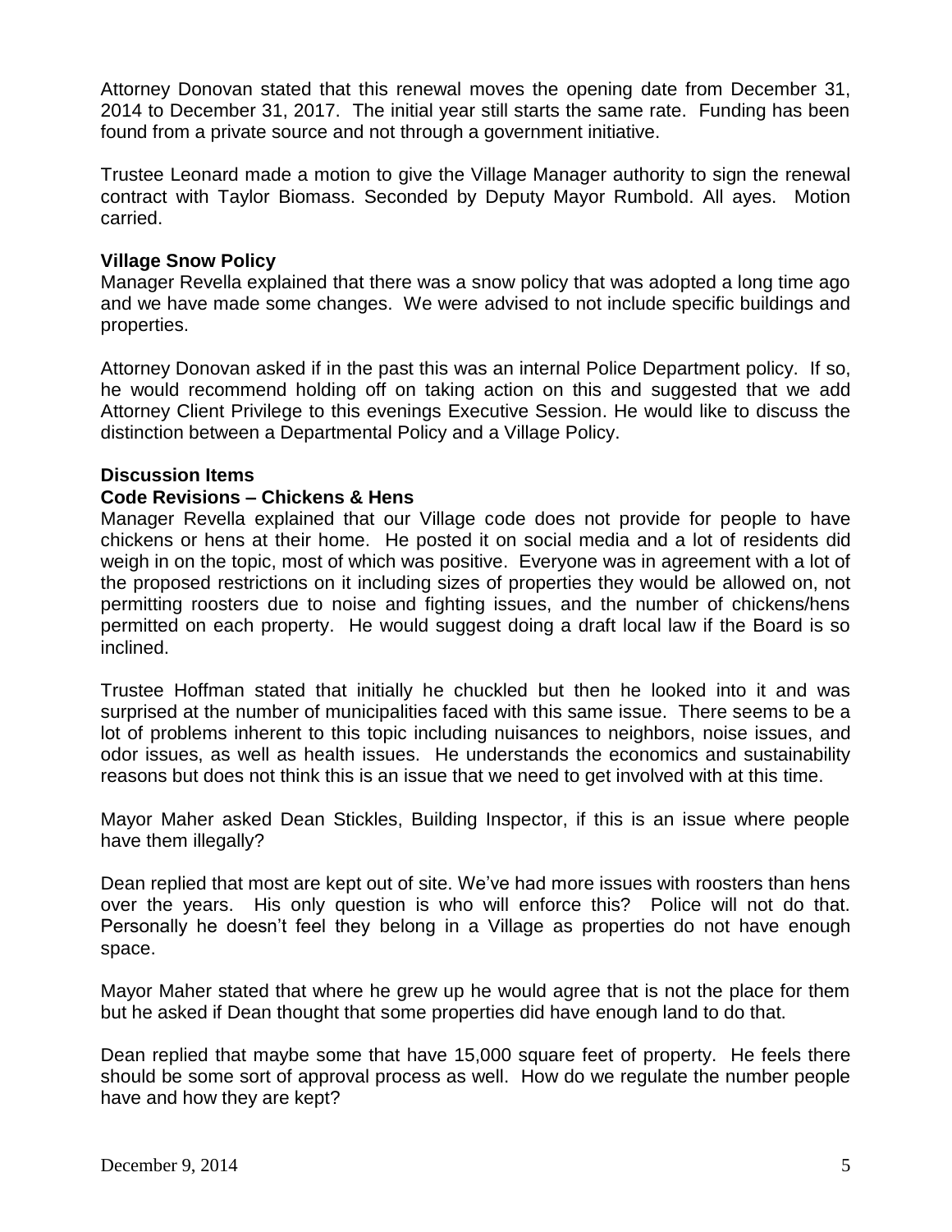Attorney Donovan stated that this renewal moves the opening date from December 31, 2014 to December 31, 2017. The initial year still starts the same rate. Funding has been found from a private source and not through a government initiative.

Trustee Leonard made a motion to give the Village Manager authority to sign the renewal contract with Taylor Biomass. Seconded by Deputy Mayor Rumbold. All ayes. Motion carried.

**Village Snow Policy**

Manager Revella explained that there was a snow policy that was adopted a long time ago and we have made some changes. We were advised to not include specific buildings and properties.

Attorney Donovan asked if in the past this was an internal Police Department policy. If so, he would recommend holding off on taking action on this and suggested that we add Attorney Client Privilege to this evenings Executive Session. He would like to discuss the distinction between a Departmental Policy and a Village Policy.

**Discussion Items**

**Code Revisions – Chickens & Hens**

Manager Revella explained that our Village code does not provide for people to have chickens or hens at their home. He posted it on social media and a lot of residents did weigh in on the topic, most of which was positive. Everyone was in agreement with a lot of the proposed restrictions on it including sizes of properties they would be allowed on, not permitting roosters due to noise and fighting issues, and the number of chickens/hens permitted on each property. He would suggest doing a draft local law if the Board is so inclined.

Trustee Hoffman stated that initially he chuckled but then he looked into it and was surprised at the number of municipalities faced with this same issue. There seems to be a lot of problems inherent to this topic including nuisances to neighbors, noise issues, and odor issues, as well as health issues. He understands the economics and sustainability reasons but does not think this is an issue that we need to get involved with at this time.

Mayor Maher asked Dean Stickles, Building Inspector, if this is an issue where people have them illegally?

Dean replied that most are kept out of site. We've had more issues with roosters than hens over the years. His only question is who will enforce this? Police will not do that. Personally he doesn't feel they belong in a Village as properties do not have enough space.

Mayor Maher stated that where he grew up he would agree that is not the place for them but he asked if Dean thought that some properties did have enough land to do that.

Dean replied that maybe some that have 15,000 square feet of property. He feels there should be some sort of approval process as well. How do we regulate the number people have and how they are kept?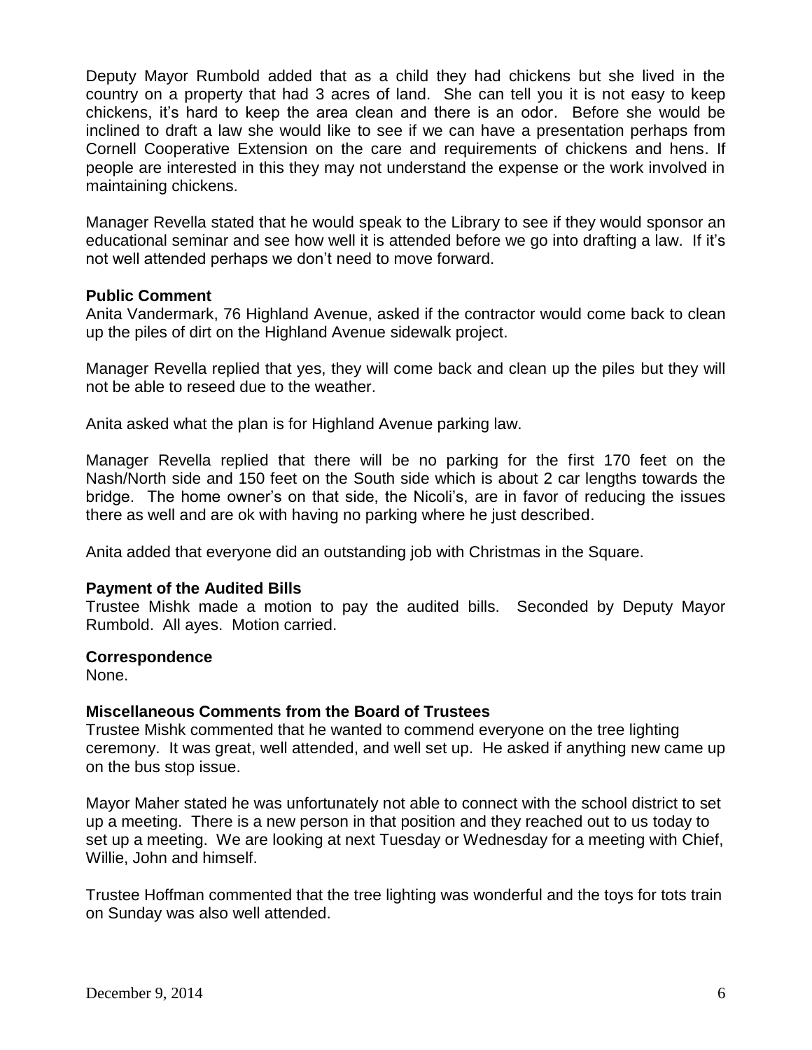Deputy Mayor Rumbold added that as a child they had chickens but she lived in the country on a property that had 3 acres of land. She can tell you it is not easy to keep chickens, it's hard to keep the area clean and there is an odor. Before she would be inclined to draft a law she would like to see if we can have a presentation perhaps from Cornell Cooperative Extension on the care and requirements of chickens and hens. If people are interested in this they may not understand the expense or the work involved in maintaining chickens.

Manager Revella stated that he would speak to the Library to see if they would sponsor an educational seminar and see how well it is attended before we go into drafting a law. If it's not well attended perhaps we don't need to move forward.

**Public Comment**

Anita Vandermark, 76 Highland Avenue, asked if the contractor would come back to clean up the piles of dirt on the Highland Avenue sidewalk project.

Manager Revella replied that yes, they will come back and clean up the piles but they will not be able to reseed due to the weather.

Anita asked what the plan is for Highland Avenue parking law.

Manager Revella replied that there will be no parking for the first 170 feet on the Nash/North side and 150 feet on the South side which is about 2 car lengths towards the bridge. The home owner's on that side, the Nicoli's, are in favor of reducing the issues there as well and are ok with having no parking where he just described.

Anita added that everyone did an outstanding job with Christmas in the Square.

**Payment of the Audited Bills**

Trustee Mishk made a motion to pay the audited bills. Seconded by Deputy Mayor Rumbold. All ayes. Motion carried.

**Correspondence**

None.

**Miscellaneous Comments from the Board of Trustees**

Trustee Mishk commented that he wanted to commend everyone on the tree lighting ceremony. It was great, well attended, and well set up. He asked if anything new came up on the bus stop issue.

Mayor Maher stated he was unfortunately not able to connect with the school district to set up a meeting. There is a new person in that position and they reached out to us today to set up a meeting. We are looking at next Tuesday or Wednesday for a meeting with Chief, Willie, John and himself.

Trustee Hoffman commented that the tree lighting was wonderful and the toys for tots train on Sunday was also well attended.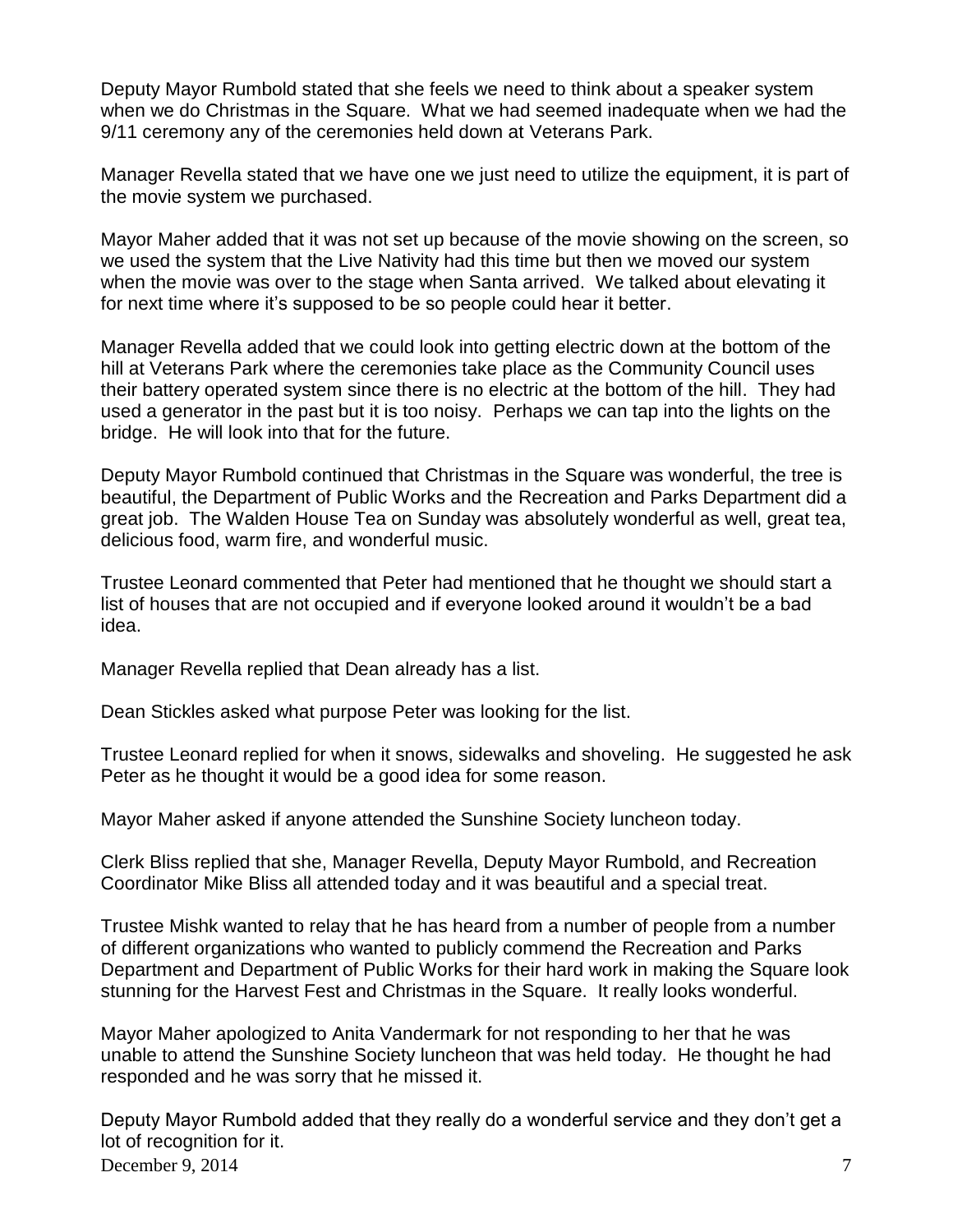Deputy Mayor Rumbold stated that she feels we need to think about a speaker system when we do Christmas in the Square. What we had seemed inadequate when we had the 9/11 ceremony any of the ceremonies held down at Veterans Park.

Manager Revella stated that we have one we just need to utilize the equipment, it is part of the movie system we purchased.

Mayor Maher added that it was not set up because of the movie showing on the screen, so we used the system that the Live Nativity had this time but then we moved our system when the movie was over to the stage when Santa arrived. We talked about elevating it for next time where it's supposed to be so people could hear it better.

Manager Revella added that we could look into getting electric down at the bottom of the hill at Veterans Park where the ceremonies take place as the Community Council uses their battery operated system since there is no electric at the bottom of the hill. They had used a generator in the past but it is too noisy. Perhaps we can tap into the lights on the bridge. He will look into that for the future.

Deputy Mayor Rumbold continued that Christmas in the Square was wonderful, the tree is beautiful, the Department of Public Works and the Recreation and Parks Department did a great job. The Walden House Tea on Sunday was absolutely wonderful as well, great tea, delicious food, warm fire, and wonderful music.

Trustee Leonard commented that Peter had mentioned that he thought we should start a list of houses that are not occupied and if everyone looked around it wouldn't be a bad idea.

Manager Revella replied that Dean already has a list.

Dean Stickles asked what purpose Peter was looking for the list.

Trustee Leonard replied for when it snows, sidewalks and shoveling. He suggested he ask Peter as he thought it would be a good idea for some reason.

Mayor Maher asked if anyone attended the Sunshine Society luncheon today.

Clerk Bliss replied that she, Manager Revella, Deputy Mayor Rumbold, and Recreation Coordinator Mike Bliss all attended today and it was beautiful and a special treat.

Trustee Mishk wanted to relay that he has heard from a number of people from a number of different organizations who wanted to publicly commend the Recreation and Parks Department and Department of Public Works for their hard work in making the Square look stunning for the Harvest Fest and Christmas in the Square. It really looks wonderful.

Mayor Maher apologized to Anita Vandermark for not responding to her that he was unable to attend the Sunshine Society luncheon that was held today. He thought he had responded and he was sorry that he missed it.

Deputy Mayor Rumbold added that they really do a wonderful service and they don't get a lot of recognition for it.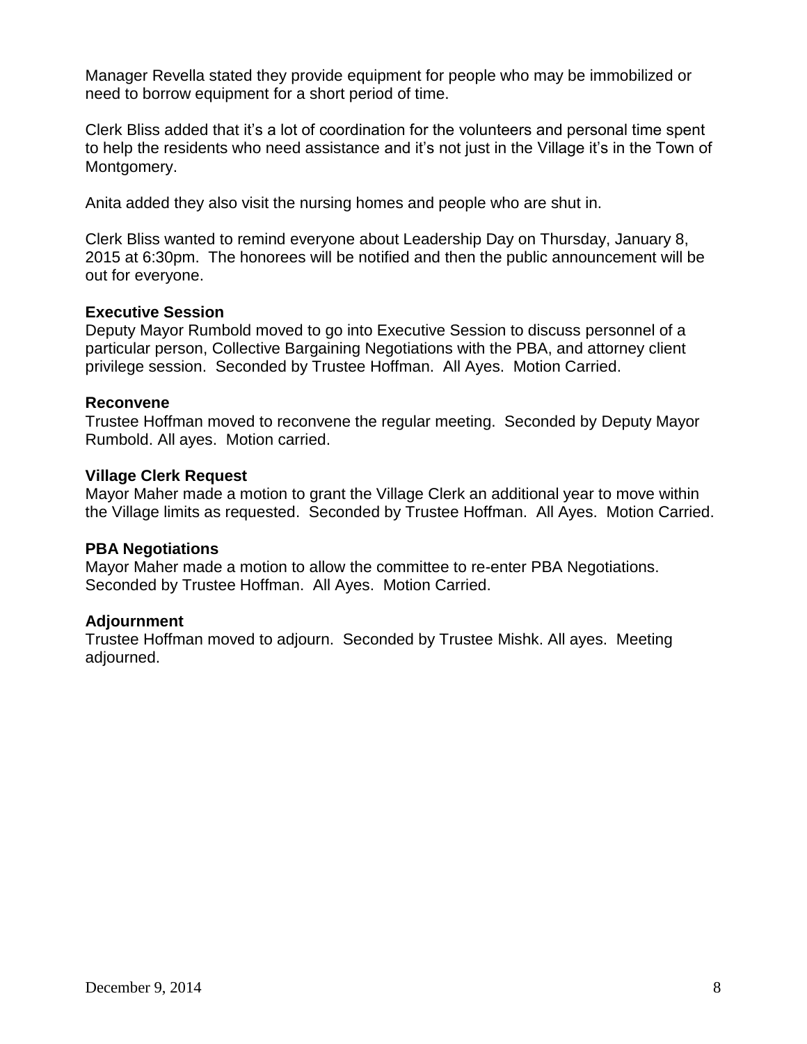Manager Revella stated they provide equipment for people who may be immobilized or need to borrow equipment for a short period of time.

Clerk Bliss added that it's a lot of coordination for the volunteers and personal time spent to help the residents who need assistance and it's not just in the Village it's in the Town of Montgomery.

Anita added they also visit the nursing homes and people who are shut in.

Clerk Bliss wanted to remind everyone about Leadership Day on Thursday, January 8, 2015 at 6:30pm. The honorees will be notified and then the public announcement will be out for everyone.

**Executive Session**
Deputy Mayor Rumbold moved to go into Executive Session to discuss personnel of a particular person, Collective Bargaining Negotiations with the PBA, and attorney client privilege session. Seconded by Trustee Hoffman. All Ayes. Motion Carried.

**Reconvene**
Trustee Hoffman moved to reconvene the regular meeting. Seconded by Deputy Mayor Rumbold. All ayes. Motion carried.

**Village Clerk Request**
Mayor Maher made a motion to grant the Village Clerk an additional year to move within the Village limits as requested. Seconded by Trustee Hoffman. All Ayes. Motion Carried.

**PBA Negotiations**
Mayor Maher made a motion to allow the committee to re-enter PBA Negotiations. Seconded by Trustee Hoffman. All Ayes. Motion Carried.

**Adjournment**
Trustee Hoffman moved to adjourn. Seconded by Trustee Mishk. All ayes. Meeting adjourned.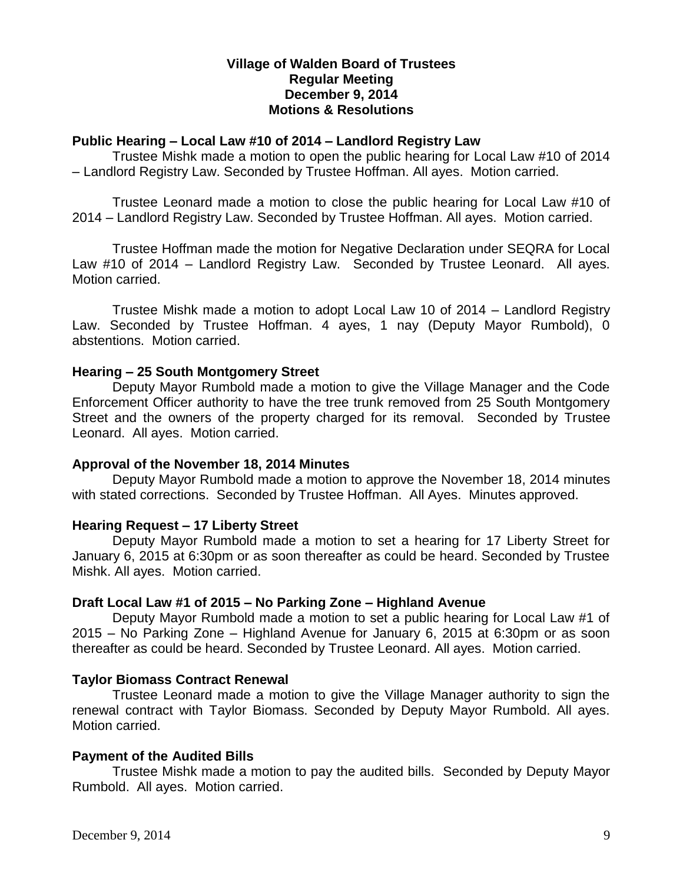**Village of Walden Board of Trustees**
**Regular Meeting**
**December 9, 2014**
**Motions & Resolutions**

**Public Hearing – Local Law #10 of 2014 – Landlord Registry Law**

Trustee Mishk made a motion to open the public hearing for Local Law #10 of 2014 – Landlord Registry Law. Seconded by Trustee Hoffman. All ayes. Motion carried.

Trustee Leonard made a motion to close the public hearing for Local Law #10 of 2014 – Landlord Registry Law. Seconded by Trustee Hoffman. All ayes. Motion carried.

Trustee Hoffman made the motion for Negative Declaration under SEQRA for Local Law #10 of 2014 – Landlord Registry Law. Seconded by Trustee Leonard. All ayes. Motion carried.

Trustee Mishk made a motion to adopt Local Law 10 of 2014 – Landlord Registry Law. Seconded by Trustee Hoffman. 4 ayes, 1 nay (Deputy Mayor Rumbold), 0 abstentions. Motion carried.

**Hearing – 25 South Montgomery Street**

Deputy Mayor Rumbold made a motion to give the Village Manager and the Code Enforcement Officer authority to have the tree trunk removed from 25 South Montgomery Street and the owners of the property charged for its removal. Seconded by Trustee Leonard. All ayes. Motion carried.

**Approval of the November 18, 2014 Minutes**

Deputy Mayor Rumbold made a motion to approve the November 18, 2014 minutes with stated corrections. Seconded by Trustee Hoffman. All Ayes. Minutes approved.

**Hearing Request – 17 Liberty Street**

Deputy Mayor Rumbold made a motion to set a hearing for 17 Liberty Street for January 6, 2015 at 6:30pm or as soon thereafter as could be heard. Seconded by Trustee Mishk. All ayes. Motion carried.

**Draft Local Law #1 of 2015 – No Parking Zone – Highland Avenue**

Deputy Mayor Rumbold made a motion to set a public hearing for Local Law #1 of 2015 – No Parking Zone – Highland Avenue for January 6, 2015 at 6:30pm or as soon thereafter as could be heard. Seconded by Trustee Leonard. All ayes. Motion carried.

**Taylor Biomass Contract Renewal**

Trustee Leonard made a motion to give the Village Manager authority to sign the renewal contract with Taylor Biomass. Seconded by Deputy Mayor Rumbold. All ayes. Motion carried.

**Payment of the Audited Bills**

Trustee Mishk made a motion to pay the audited bills. Seconded by Deputy Mayor Rumbold. All ayes. Motion carried.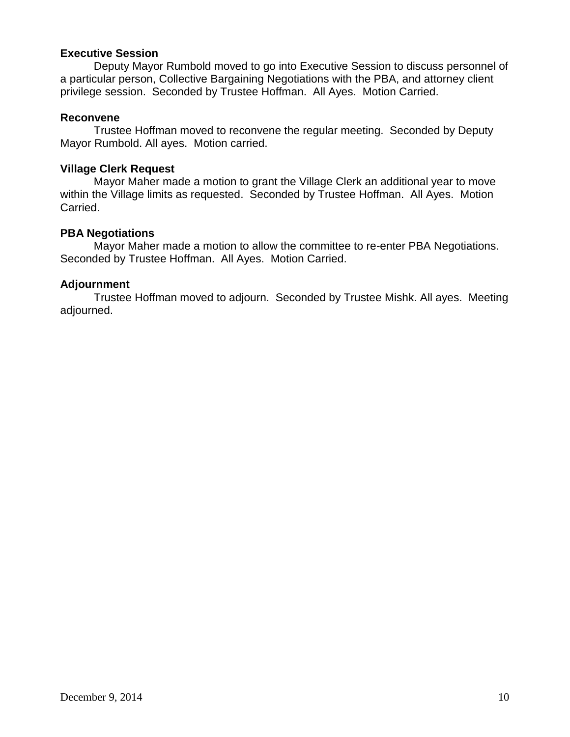**Executive Session**

Deputy Mayor Rumbold moved to go into Executive Session to discuss personnel of a particular person, Collective Bargaining Negotiations with the PBA, and attorney client privilege session. Seconded by Trustee Hoffman. All Ayes. Motion Carried.

**Reconvene**

Trustee Hoffman moved to reconvene the regular meeting. Seconded by Deputy Mayor Rumbold. All ayes. Motion carried.

**Village Clerk Request**

Mayor Maher made a motion to grant the Village Clerk an additional year to move within the Village limits as requested. Seconded by Trustee Hoffman. All Ayes. Motion Carried.

**PBA Negotiations**

Mayor Maher made a motion to allow the committee to re-enter PBA Negotiations. Seconded by Trustee Hoffman. All Ayes. Motion Carried.

**Adjournment**

Trustee Hoffman moved to adjourn. Seconded by Trustee Mishk. All ayes. Meeting adjourned.